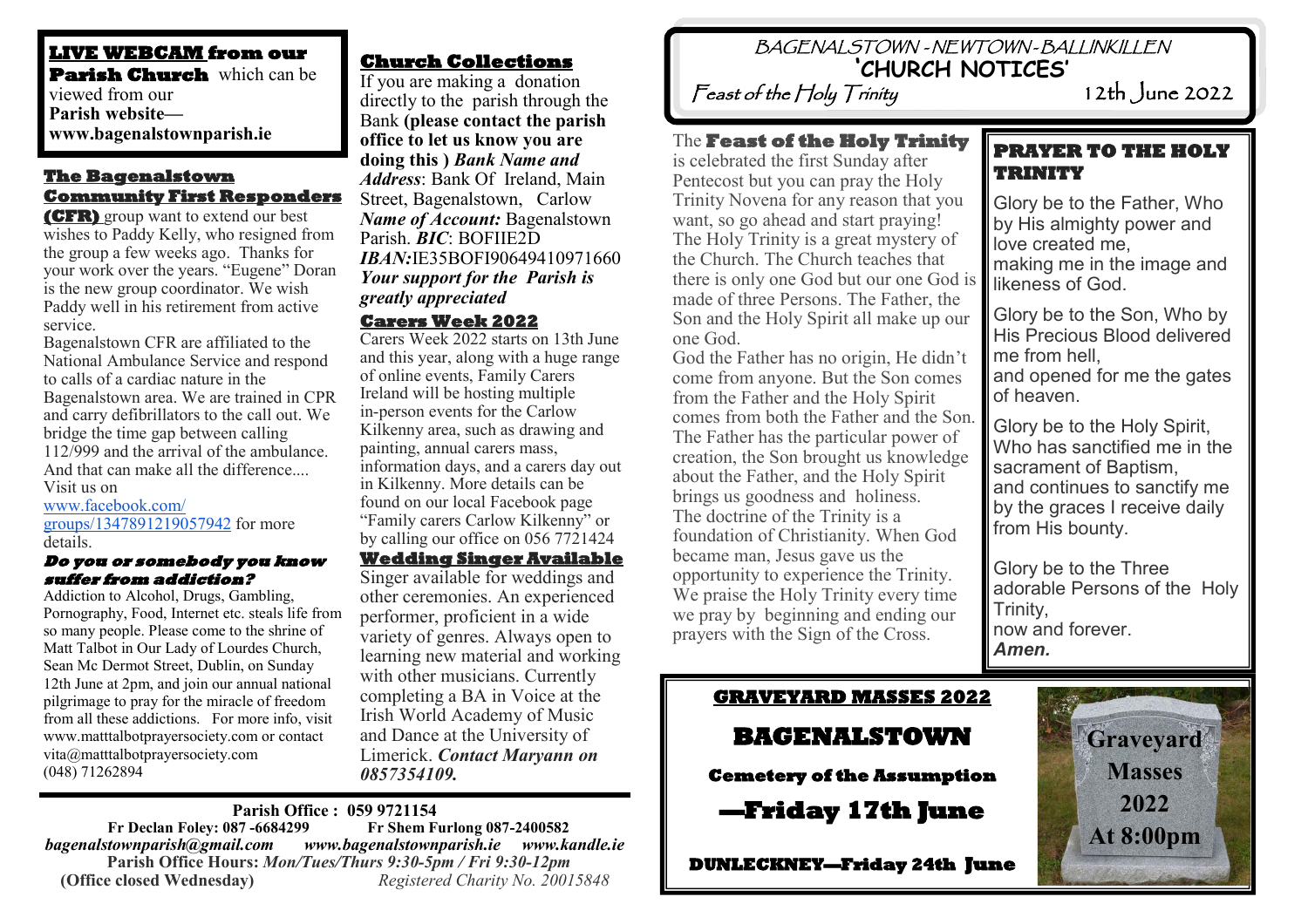# BAGENALSTOWN - NEWTOWN - BALLINKILLEN

# 'CHURCH NOTICES'

*Feast of the Holy Trinity* 12th June 2022

**LIVE WEBCAM from our Parish Church** which can be viewed from our **Parish website— www.bagenalstownparish.ie**

## The Bagenalstown Community First Responders

**(CFR)** group want to extend our best wishes to Paddy Kelly, who resigned from the group a few weeks ago. Thanks for your work over the years. "Eugene" Doran is the new group coordinator. We wish Paddy well in his retirement from active service.

Bagenalstown CFR are affiliated to the National Ambulance Service and respond to calls of a cardiac nature in the Bagenalstown area. We are trained in CPR and carry defibrillators to the call out. We bridge the time gap between calling 112/999 and the arrival of the ambulance. And that can make all the difference.... Visit us on www.facebook.com/groups/1347891219057942 for more details.

### *Do you or somebody you know suffer from addiction?*

Addiction to Alcohol, Drugs, Gambling, Pornography, Food, Internet etc. steals life from so many people. Please come to the shrine of Matt Talbot in Our Lady of Lourdes Church, Sean Mc Dermot Street, Dublin, on Sunday 12th June at 2pm, and join our annual national pilgrimage to pray for the miracle of freedom from all these addictions. For more info, visit www.matttalbotprayersociety.com or contact vita@matttalbotprayersociety.com (048) 71262894

## Church Collections

If you are making a donation directly to the parish through the Bank **(please contact the parish office to let us know you are doing this )** ***Bank Name and Address***: Bank Of Ireland, Main Street, Bagenalstown, Carlow ***Name of Account:*** Bagenalstown Parish. ***BIC***: BOFIIE2D ***IBAN:***IE35BOFI90649410971660 ***Your support for the Parish is greatly appreciated***

## Carers Week 2022

Carers Week 2022 starts on 13th June and this year, along with a huge range of online events, Family Carers Ireland will be hosting multiple in-person events for the Carlow Kilkenny area, such as drawing and painting, annual carers mass, information days, and a carers day out in Kilkenny. More details can be found on our local Facebook page "Family carers Carlow Kilkenny" or by calling our office on 056 7721424

## Wedding Singer Available

Singer available for weddings and other ceremonies. An experienced performer, proficient in a wide variety of genres. Always open to learning new material and working with other musicians. Currently completing a BA in Voice at the Irish World Academy of Music and Dance at the University of Limerick. ***Contact Maryann on 0857354109.***

The **Feast of the Holy Trinity** is celebrated the first Sunday after Pentecost but you can pray the Holy Trinity Novena for any reason that you want, so go ahead and start praying! The Holy Trinity is a great mystery of the Church. The Church teaches that there is only one God but our one God is made of three Persons. The Father, the Son and the Holy Spirit all make up our one God.

God the Father has no origin, He didn't come from anyone. But the Son comes from the Father and the Holy Spirit comes from both the Father and the Son. The Father has the particular power of creation, the Son brought us knowledge about the Father, and the Holy Spirit brings us goodness and holiness.

The doctrine of the Trinity is a foundation of Christianity. When God became man, Jesus gave us the opportunity to experience the Trinity. We praise the Holy Trinity every time we pray by beginning and ending our prayers with the Sign of the Cross.

## PRAYER TO THE HOLY TRINITY

Glory be to the Father, Who by His almighty power and love created me, making me in the image and likeness of God.

Glory be to the Son, Who by His Precious Blood delivered me from hell, and opened for me the gates of heaven.

Glory be to the Holy Spirit, Who has sanctified me in the sacrament of Baptism, and continues to sanctify me by the graces I receive daily from His bounty.

Glory be to the Three adorable Persons of the Holy Trinity, now and forever. ***Amen.***

## GRAVEYARD MASSES 2022

## BAGENALSTOWN

**Cemetery of the Assumption**

**—Friday 17th June**

**DUNLECKNEY—Friday 24th June**

**Graveyard Masses 2022 At 8:00pm**

**Parish Office : 059 9721154**
**Fr Declan Foley: 087 -6684299** **Fr Shem Furlong 087-2400582**
***bagenalstownparish@gmail.com*** ***www.bagenalstownparish.ie*** ***www.kandle.ie***
**Parish Office Hours:** *Mon/Tues/Thurs 9:30-5pm / Fri 9:30-12pm*
**(Office closed Wednesday)** *Registered Charity No. 20015848*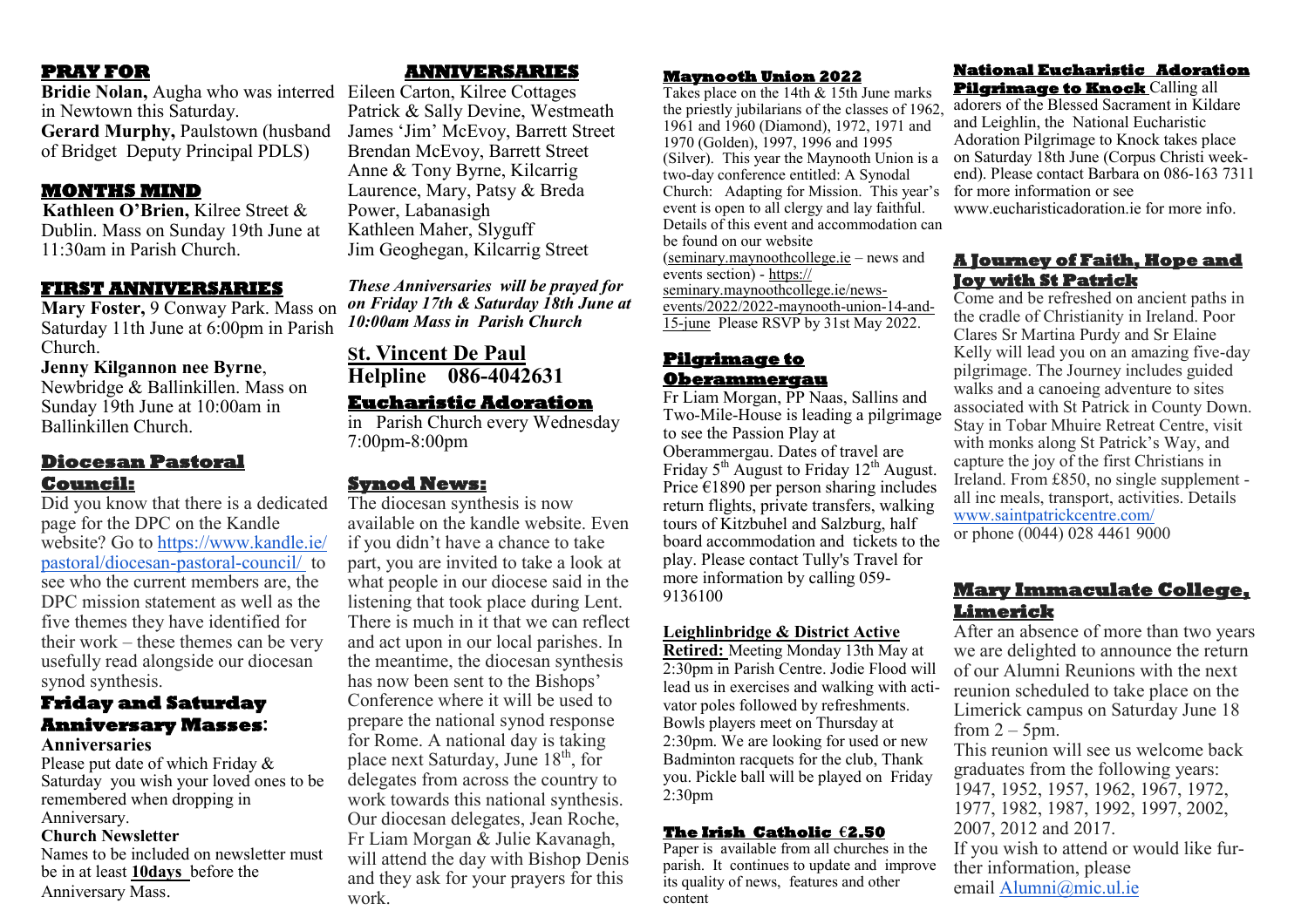## PRAY FOR

**Bridie Nolan,** Augha who was interred in Newtown this Saturday.
**Gerard Murphy,** Paulstown (husband of Bridget Deputy Principal PDLS)

## MONTHS MIND

**Kathleen O'Brien,** Kilree Street & Dublin. Mass on Sunday 19th June at 11:30am in Parish Church.

## FIRST ANNIVERSARIES

**Mary Foster,** 9 Conway Park. Mass on Saturday 11th June at 6:00pm in Parish Church.

**Jenny Kilgannon nee Byrne**, Newbridge & Ballinkillen. Mass on Sunday 19th June at 10:00am in Ballinkillen Church.

## Diocesan Pastoral Council:

Did you know that there is a dedicated page for the DPC on the Kandle website? Go to https://www.kandle.ie/pastoral/diocesan-pastoral-council/ to see who the current members are, the DPC mission statement as well as the five themes they have identified for their work – these themes can be very usefully read alongside our diocesan synod synthesis.

## Friday and Saturday Anniversary Masses:

**Anniversaries**

Please put date of which Friday & Saturday you wish your loved ones to be remembered when dropping in Anniversary.

**Church Newsletter**

Names to be included on newsletter must be in at least **10days** before the Anniversary Mass.

## ANNIVERSARIES

Eileen Carton, Kilree Cottages
Patrick & Sally Devine, Westmeath
James 'Jim' McEvoy, Barrett Street
Brendan McEvoy, Barrett Street
Anne & Tony Byrne, Kilcarrig
Laurence, Mary, Patsy & Breda Power, Labanasigh
Kathleen Maher, Slyguff
Jim Geoghegan, Kilcarrig Street

***These Anniversaries will be prayed for on Friday 17th & Saturday 18th June at 10:00am Mass in Parish Church***

## St. Vincent De Paul Helpline 086-4042631

## Eucharistic Adoration

in Parish Church every Wednesday 7:00pm-8:00pm

## Synod News:

The diocesan synthesis is now available on the kandle website. Even if you didn't have a chance to take part, you are invited to take a look at what people in our diocese said in the listening that took place during Lent. There is much in it that we can reflect and act upon in our local parishes. In the meantime, the diocesan synthesis has now been sent to the Bishops' Conference where it will be used to prepare the national synod response for Rome. A national day is taking place next Saturday, June 18th, for delegates from across the country to work towards this national synthesis. Our diocesan delegates, Jean Roche, Fr Liam Morgan & Julie Kavanagh, will attend the day with Bishop Denis and they ask for your prayers for this work.

## Maynooth Union 2022

Takes place on the 14th & 15th June marks the priestly jubilarians of the classes of 1962, 1961 and 1960 (Diamond), 1972, 1971 and 1970 (Golden), 1997, 1996 and 1995 (Silver). This year the Maynooth Union is a two-day conference entitled: A Synodal Church: Adapting for Mission. This year's event is open to all clergy and lay faithful. Details of this event and accommodation can be found on our website (seminary.maynoothcollege.ie – news and events section) - https://seminary.maynoothcollege.ie/news-events/2022/2022-maynooth-union-14-and-15-june Please RSVP by 31st May 2022.

## Pilgrimage to Oberammergau

Fr Liam Morgan, PP Naas, Sallins and Two-Mile-House is leading a pilgrimage to see the Passion Play at Oberammergau. Dates of travel are Friday 5th August to Friday 12th August. Price €1890 per person sharing includes return flights, private transfers, walking tours of Kitzbuhel and Salzburg, half board accommodation and tickets to the play. Please contact Tully's Travel for more information by calling 059-9136100

## Leighlinbridge & District Active Retired:

Meeting Monday 13th May at 2:30pm in Parish Centre. Jodie Flood will lead us in exercises and walking with activator poles followed by refreshments. Bowls players meet on Thursday at 2:30pm. We are looking for used or new Badminton racquets for the club, Thank you. Pickle ball will be played on Friday 2:30pm

## The Irish Catholic €2.50

Paper is available from all churches in the parish. It continues to update and improve its quality of news, features and other content

## National Eucharistic Adoration Pilgrimage to Knock

Calling all adorers of the Blessed Sacrament in Kildare and Leighlin, the National Eucharistic Adoration Pilgrimage to Knock takes place on Saturday 18th June (Corpus Christi weekend). Please contact Barbara on 086-163 7311 for more information or see www.eucharisticadoration.ie for more info.

## A Journey of Faith, Hope and Joy with St Patrick

Come and be refreshed on ancient paths in the cradle of Christianity in Ireland. Poor Clares Sr Martina Purdy and Sr Elaine Kelly will lead you on an amazing five-day pilgrimage. The Journey includes guided walks and a canoeing adventure to sites associated with St Patrick in County Down. Stay in Tobar Mhuire Retreat Centre, visit with monks along St Patrick's Way, and capture the joy of the first Christians in Ireland. From £850, no single supplement - all inc meals, transport, activities. Details www.saintpatrickcentre.com/ or phone (0044) 028 4461 9000

## Mary Immaculate College, Limerick

After an absence of more than two years we are delighted to announce the return of our Alumni Reunions with the next reunion scheduled to take place on the Limerick campus on Saturday June 18 from 2 – 5pm.

This reunion will see us welcome back graduates from the following years: 1947, 1952, 1957, 1962, 1967, 1972, 1977, 1982, 1987, 1992, 1997, 2002, 2007, 2012 and 2017.

If you wish to attend or would like further information, please email Alumni@mic.ul.ie